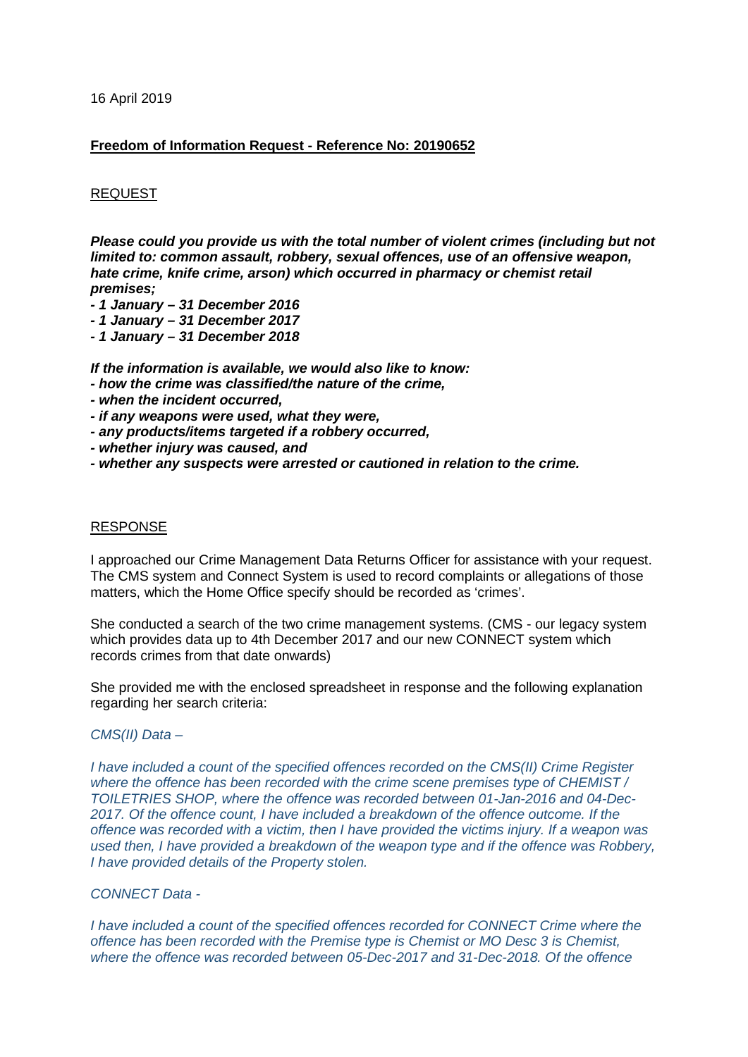16 April 2019

**Freedom of Information Request - Reference No: 20190652**

REQUEST

***Please could you provide us with the total number of violent crimes (including but not limited to: common assault, robbery, sexual offences, use of an offensive weapon, hate crime, knife crime, arson) which occurred in pharmacy or chemist retail premises;***

***- 1 January – 31 December 2016***
***- 1 January – 31 December 2017***
***- 1 January – 31 December 2018***

***If the information is available, we would also like to know:***
***- how the crime was classified/the nature of the crime,***
***- when the incident occurred,***
***- if any weapons were used, what they were,***
***- any products/items targeted if a robbery occurred,***
***- whether injury was caused, and***
***- whether any suspects were arrested or cautioned in relation to the crime.***

RESPONSE

I approached our Crime Management Data Returns Officer for assistance with your request. The CMS system and Connect System is used to record complaints or allegations of those matters, which the Home Office specify should be recorded as 'crimes'.

She conducted a search of the two crime management systems. (CMS - our legacy system which provides data up to 4th December 2017 and our new CONNECT system which records crimes from that date onwards)

She provided me with the enclosed spreadsheet in response and the following explanation regarding her search criteria:

*CMS(II) Data –*

*I have included a count of the specified offences recorded on the CMS(II) Crime Register where the offence has been recorded with the crime scene premises type of CHEMIST / TOILETRIES SHOP, where the offence was recorded between 01-Jan-2016 and 04-Dec-2017. Of the offence count, I have included a breakdown of the offence outcome. If the offence was recorded with a victim, then I have provided the victims injury. If a weapon was used then, I have provided a breakdown of the weapon type and if the offence was Robbery, I have provided details of the Property stolen.*

*CONNECT Data -*

*I have included a count of the specified offences recorded for CONNECT Crime where the offence has been recorded with the Premise type is Chemist or MO Desc 3 is Chemist, where the offence was recorded between 05-Dec-2017 and 31-Dec-2018. Of the offence*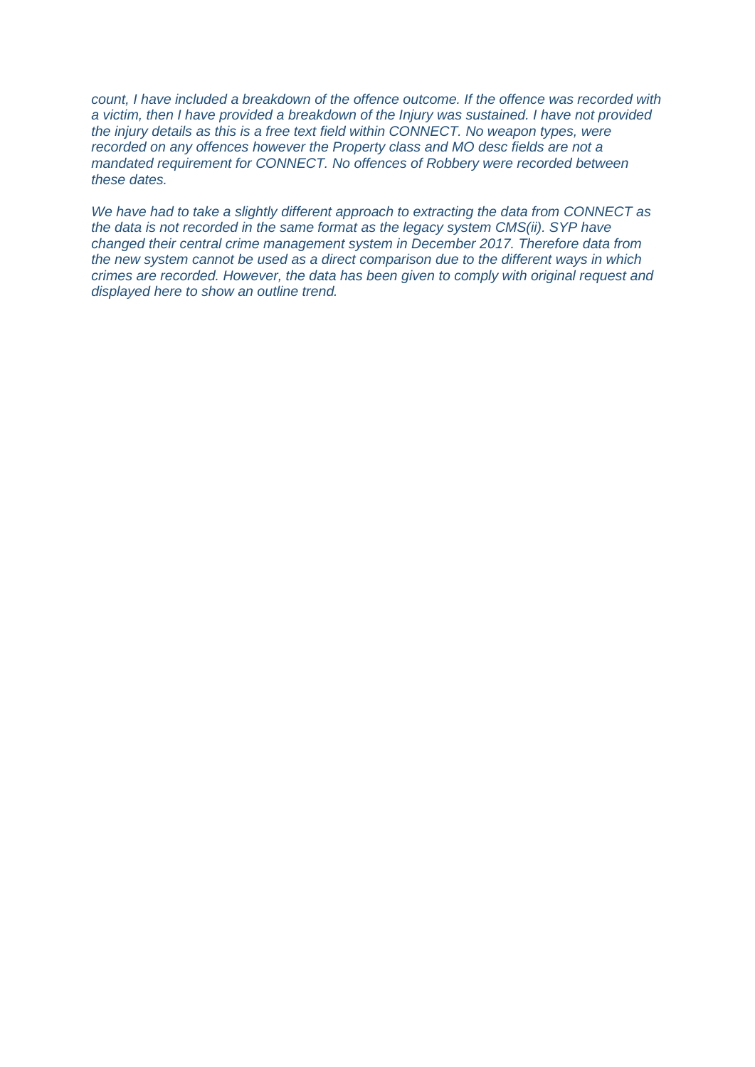*count, I have included a breakdown of the offence outcome. If the offence was recorded with a victim, then I have provided a breakdown of the Injury was sustained. I have not provided the injury details as this is a free text field within CONNECT. No weapon types, were recorded on any offences however the Property class and MO desc fields are not a mandated requirement for CONNECT. No offences of Robbery were recorded between these dates.*

*We have had to take a slightly different approach to extracting the data from CONNECT as the data is not recorded in the same format as the legacy system CMS(ii). SYP have changed their central crime management system in December 2017. Therefore data from the new system cannot be used as a direct comparison due to the different ways in which crimes are recorded. However, the data has been given to comply with original request and displayed here to show an outline trend.*